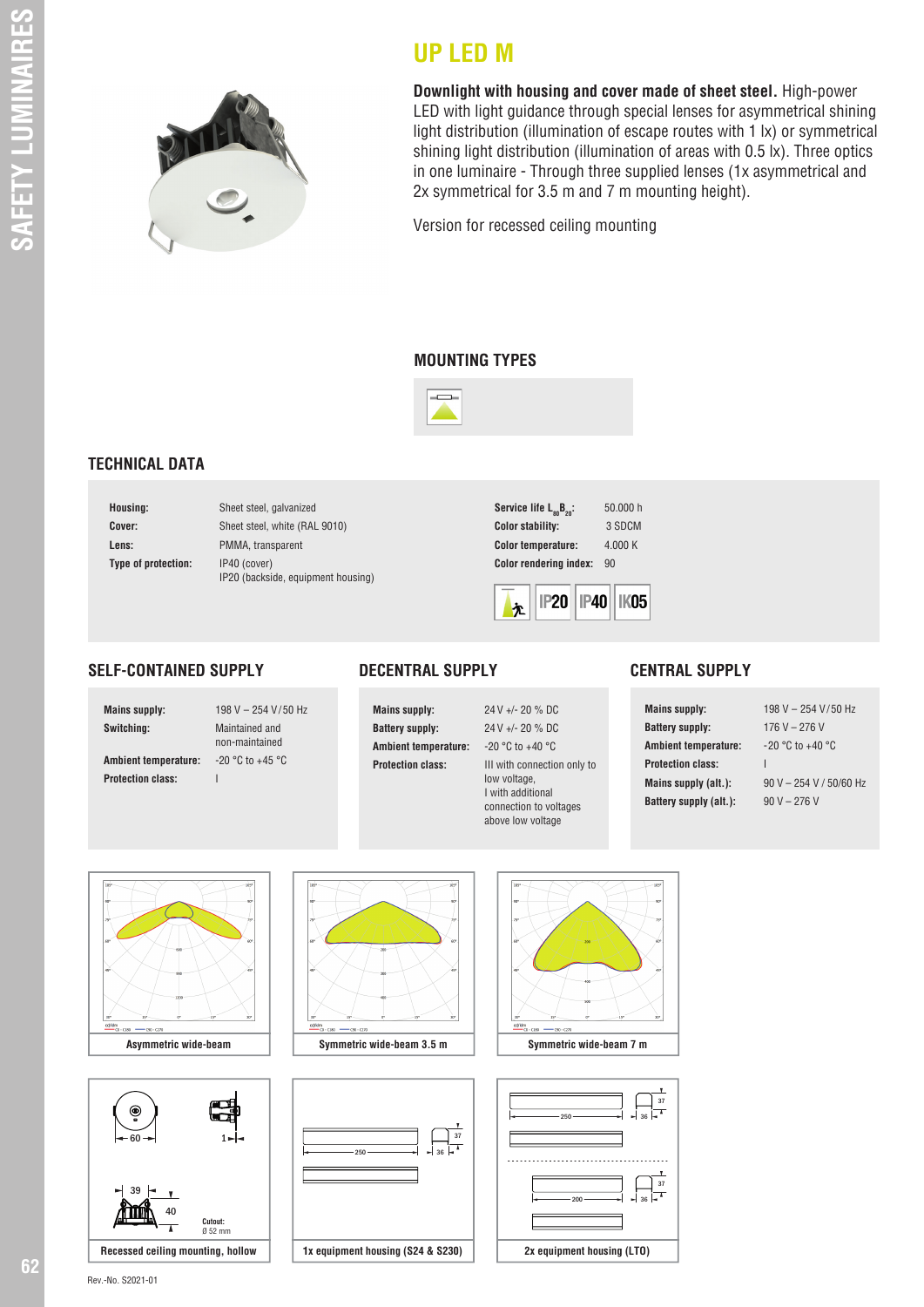# UP LED M

**Downlight with housing and cover made of sheet steel.** High-power LED with light guidance through special lenses for asymmetrical shining light distribution (illumination of escape routes with 1 lx) or symmetrical shining light distribution (illumination of areas with 0.5 lx). Three optics in one luminaire - Through three supplied lenses (1x asymmetrical and 2x symmetrical for 3.5 m and 7 m mounting height).

Version for recessed ceiling mounting

## MOUNTING TYPES

## TECHNICAL DATA

| | |
|---|---|
| **Housing:** | Sheet steel, galvanized |
| **Cover:** | Sheet steel, white (RAL 9010) |
| **Lens:** | PMMA, transparent |
| **Type of protection:** | IP40 (cover)<br>IP20 (backside, equipment housing) |

| | |
|---|---|
| **Service life $L_{80}B_{20}$:** | 50.000 h |
| **Color stability:** | 3 SDCM |
| **Color temperature:** | 4.000 K |
| **Color rendering index:** | 90 |

IP20 IP40 IK05

## SELF-CONTAINED SUPPLY

| | |
|---|---|
| **Mains supply:** | 198 V – 254 V/50 Hz |
| **Switching:** | Maintained and non-maintained |
| **Ambient temperature:** | -20 °C to +45 °C |
| **Protection class:** | I |

## DECENTRAL SUPPLY

| | |
|---|---|
| **Mains supply:** | 24 V +/- 20 % DC |
| **Battery supply:** | 24 V +/- 20 % DC |
| **Ambient temperature:** | -20 °C to +40 °C |
| **Protection class:** | III with connection only to low voltage,<br>I with additional connection to voltages above low voltage |

## CENTRAL SUPPLY

| | |
|---|---|
| **Mains supply:** | 198 V – 254 V/50 Hz |
| **Battery supply:** | 176 V – 276 V |
| **Ambient temperature:** | -20 °C to +40 °C |
| **Protection class:** | I |
| **Mains supply (alt.):** | 90 V – 254 V / 50/60 Hz |
| **Battery supply (alt.):** | 90 V – 276 V |

Asymmetric wide-beam

Symmetric wide-beam 3.5 m

Symmetric wide-beam 7 m

Recessed ceiling mounting, hollow

Cutout: Ø 52 mm

1x equipment housing (S24 & S230)

2x equipment housing (LTO)

Rev.-No. S2021-01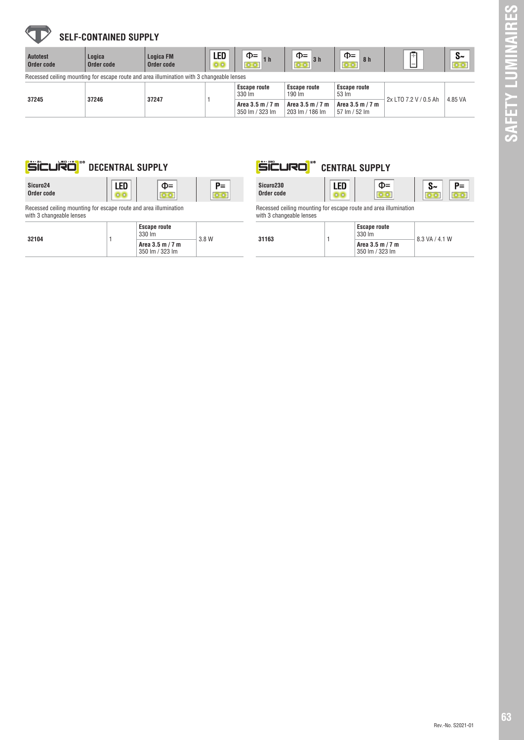## SELF-CONTAINED SUPPLY

| Autotest Order code | Logica Order code | Logica FM Order code | LED | Φ= 1 h | Φ= 3 h | Φ= 8 h | Battery | S~ |
|---|---|---|---|---|---|---|---|---|
| Recessed ceiling mounting for escape route and area illumination with 3 changeable lenses | | | | | | | | |
| 37245 | 37246 | 37247 | 1 | **Escape route** 330 lm | **Escape route** 190 lm | **Escape route** 53 lm | 2x LTO 7.2 V / 0.5 Ah | 4.85 VA |
| | | | | **Area 3.5 m / 7 m** 350 lm / 323 lm | **Area 3.5 m / 7 m** 203 lm / 186 lm | **Area 3.5 m / 7 m** 57 lm / 52 lm | | |

## SICURO DECENTRAL SUPPLY

| Sicuro24 Order code | LED | Φ= | P= |
|---|---|---|---|
| Recessed ceiling mounting for escape route and area illumination with 3 changeable lenses | | | |
| 32104 | 1 | **Escape route** 330 lm | 3.8 W |
| | | **Area 3.5 m / 7 m** 350 lm / 323 lm | |

## SICURO CENTRAL SUPPLY

| Sicuro230 Order code | LED | Φ= | S~ P= |
|---|---|---|---|
| Recessed ceiling mounting for escape route and area illumination with 3 changeable lenses | | | |
| 31163 | 1 | **Escape route** 330 lm | 8.3 VA / 4.1 W |
| | | **Area 3.5 m / 7 m** 350 lm / 323 lm | |

Rev.-No. S2021-01